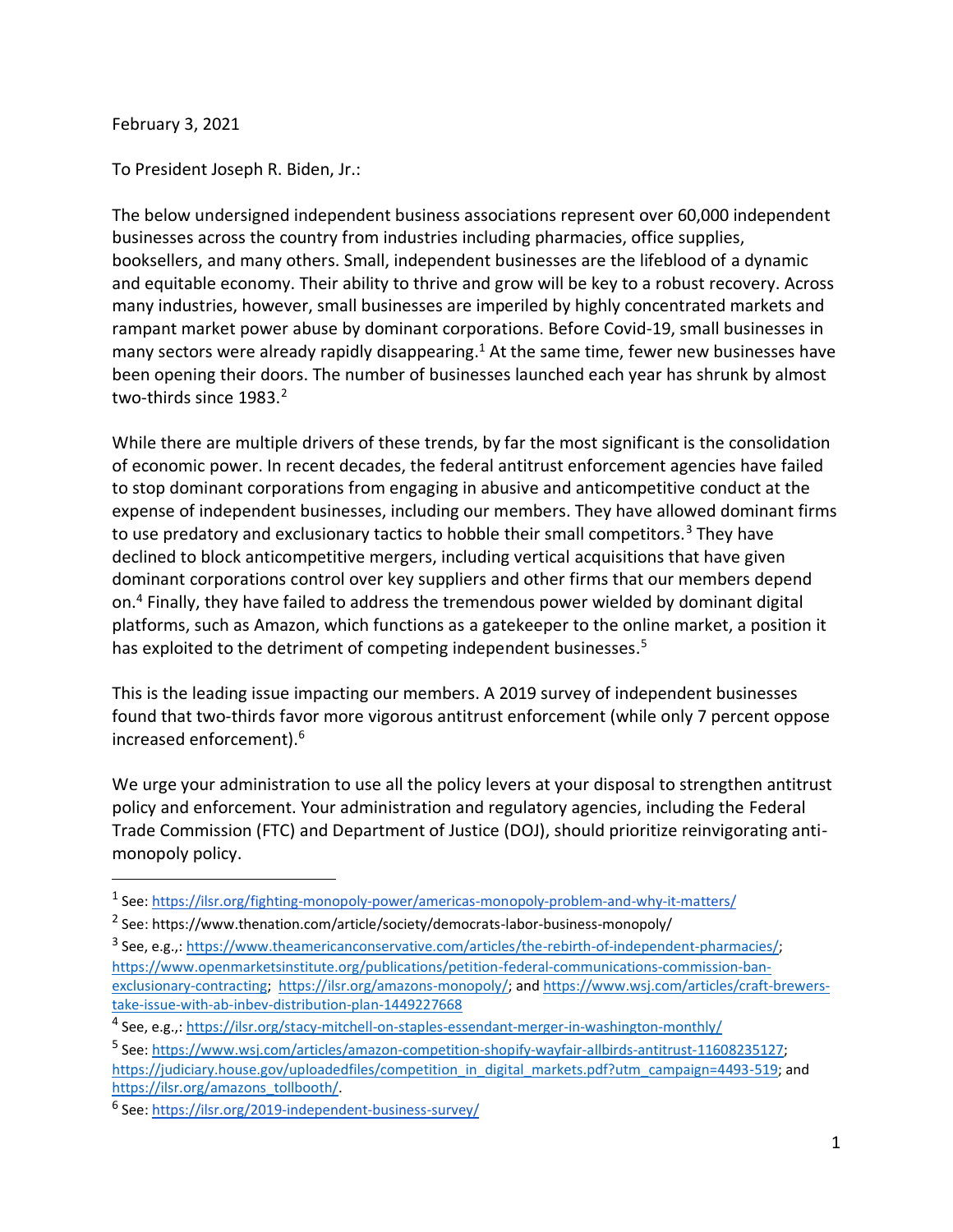February 3, 2021

To President Joseph R. Biden, Jr.:

The below undersigned independent business associations represent over 60,000 independent businesses across the country from industries including pharmacies, office supplies, booksellers, and many others. Small, independent businesses are the lifeblood of a dynamic and equitable economy. Their ability to thrive and grow will be key to a robust recovery. Across many industries, however, small businesses are imperiled by highly concentrated markets and rampant market power abuse by dominant corporations. Before Covid-19, small businesses in many sectors were already rapidly disappearing.[1] At the same time, fewer new businesses have been opening their doors. The number of businesses launched each year has shrunk by almost two-thirds since 1983.[2]

While there are multiple drivers of these trends, by far the most significant is the consolidation of economic power. In recent decades, the federal antitrust enforcement agencies have failed to stop dominant corporations from engaging in abusive and anticompetitive conduct at the expense of independent businesses, including our members. They have allowed dominant firms to use predatory and exclusionary tactics to hobble their small competitors.[3] They have declined to block anticompetitive mergers, including vertical acquisitions that have given dominant corporations control over key suppliers and other firms that our members depend on.[4] Finally, they have failed to address the tremendous power wielded by dominant digital platforms, such as Amazon, which functions as a gatekeeper to the online market, a position it has exploited to the detriment of competing independent businesses.[5]

This is the leading issue impacting our members. A 2019 survey of independent businesses found that two-thirds favor more vigorous antitrust enforcement (while only 7 percent oppose increased enforcement).[6]

We urge your administration to use all the policy levers at your disposal to strengthen antitrust policy and enforcement. Your administration and regulatory agencies, including the Federal Trade Commission (FTC) and Department of Justice (DOJ), should prioritize reinvigorating anti-monopoly policy.

---

[1] See: https://ilsr.org/fighting-monopoly-power/americas-monopoly-problem-and-why-it-matters/

[2] See: https://www.thenation.com/article/society/democrats-labor-business-monopoly/

[3] See, e.g.,: https://www.theamericanconservative.com/articles/the-rebirth-of-independent-pharmacies/; https://www.openmarketsinstitute.org/publications/petition-federal-communications-commission-ban-exclusionary-contracting; https://ilsr.org/amazons-monopoly/; and https://www.wsj.com/articles/craft-brewers-take-issue-with-ab-inbev-distribution-plan-1449227668

[4] See, e.g.,: https://ilsr.org/stacy-mitchell-on-staples-essendant-merger-in-washington-monthly/

[5] See: https://www.wsj.com/articles/amazon-competition-shopify-wayfair-allbirds-antitrust-11608235127; https://judiciary.house.gov/uploadedfiles/competition_in_digital_markets.pdf?utm_campaign=4493-519; and https://ilsr.org/amazons_tollbooth/.

[6] See: https://ilsr.org/2019-independent-business-survey/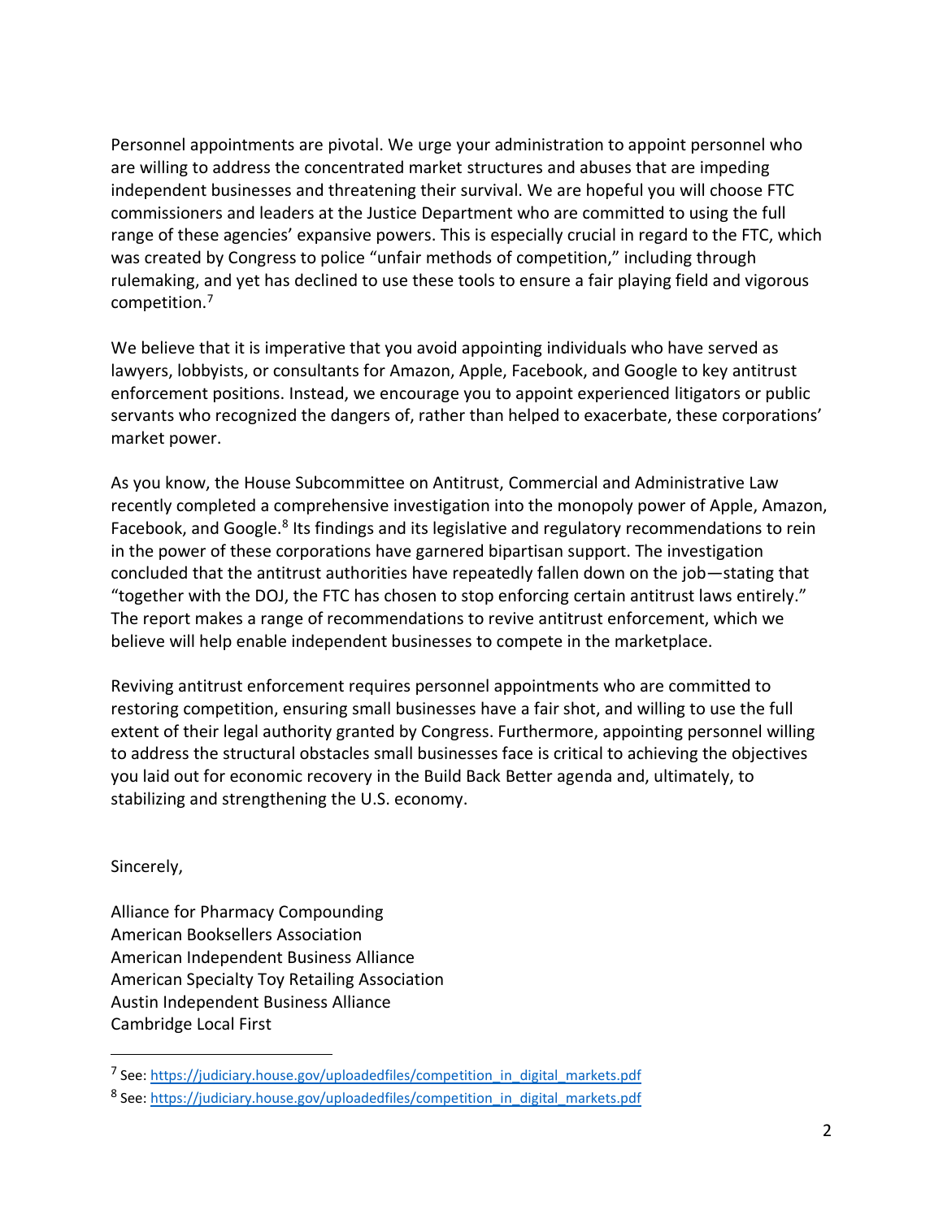Personnel appointments are pivotal. We urge your administration to appoint personnel who are willing to address the concentrated market structures and abuses that are impeding independent businesses and threatening their survival. We are hopeful you will choose FTC commissioners and leaders at the Justice Department who are committed to using the full range of these agencies' expansive powers. This is especially crucial in regard to the FTC, which was created by Congress to police "unfair methods of competition," including through rulemaking, and yet has declined to use these tools to ensure a fair playing field and vigorous competition.[7]

We believe that it is imperative that you avoid appointing individuals who have served as lawyers, lobbyists, or consultants for Amazon, Apple, Facebook, and Google to key antitrust enforcement positions. Instead, we encourage you to appoint experienced litigators or public servants who recognized the dangers of, rather than helped to exacerbate, these corporations' market power.

As you know, the House Subcommittee on Antitrust, Commercial and Administrative Law recently completed a comprehensive investigation into the monopoly power of Apple, Amazon, Facebook, and Google.[8] Its findings and its legislative and regulatory recommendations to rein in the power of these corporations have garnered bipartisan support. The investigation concluded that the antitrust authorities have repeatedly fallen down on the job—stating that "together with the DOJ, the FTC has chosen to stop enforcing certain antitrust laws entirely." The report makes a range of recommendations to revive antitrust enforcement, which we believe will help enable independent businesses to compete in the marketplace.

Reviving antitrust enforcement requires personnel appointments who are committed to restoring competition, ensuring small businesses have a fair shot, and willing to use the full extent of their legal authority granted by Congress. Furthermore, appointing personnel willing to address the structural obstacles small businesses face is critical to achieving the objectives you laid out for economic recovery in the Build Back Better agenda and, ultimately, to stabilizing and strengthening the U.S. economy.

Sincerely,

Alliance for Pharmacy Compounding
American Booksellers Association
American Independent Business Alliance
American Specialty Toy Retailing Association
Austin Independent Business Alliance
Cambridge Local First

---

[7] See: https://judiciary.house.gov/uploadedfiles/competition_in_digital_markets.pdf

[8] See: https://judiciary.house.gov/uploadedfiles/competition_in_digital_markets.pdf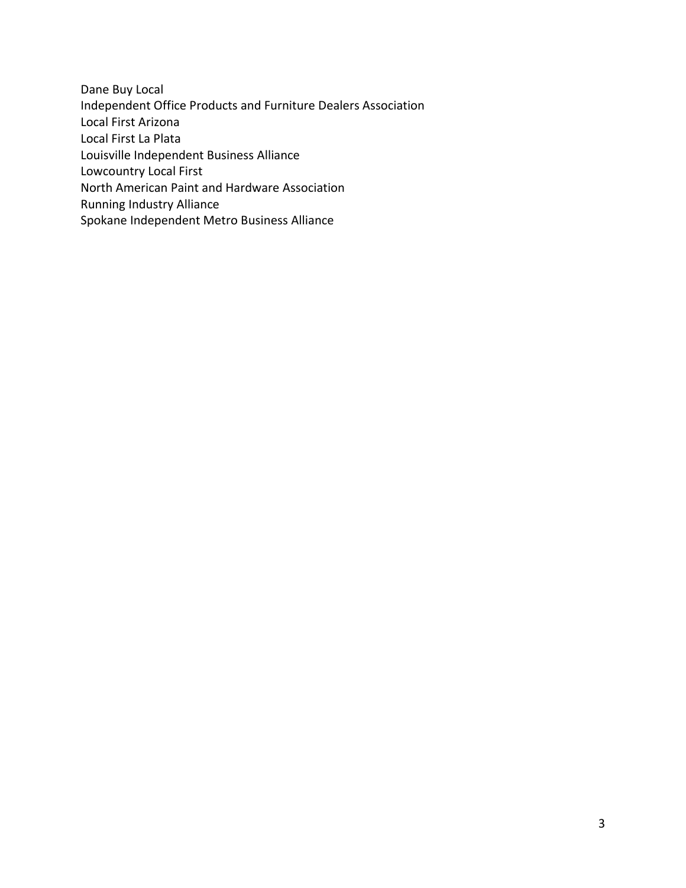Dane Buy Local
Independent Office Products and Furniture Dealers Association
Local First Arizona
Local First La Plata
Louisville Independent Business Alliance
Lowcountry Local First
North American Paint and Hardware Association
Running Industry Alliance
Spokane Independent Metro Business Alliance